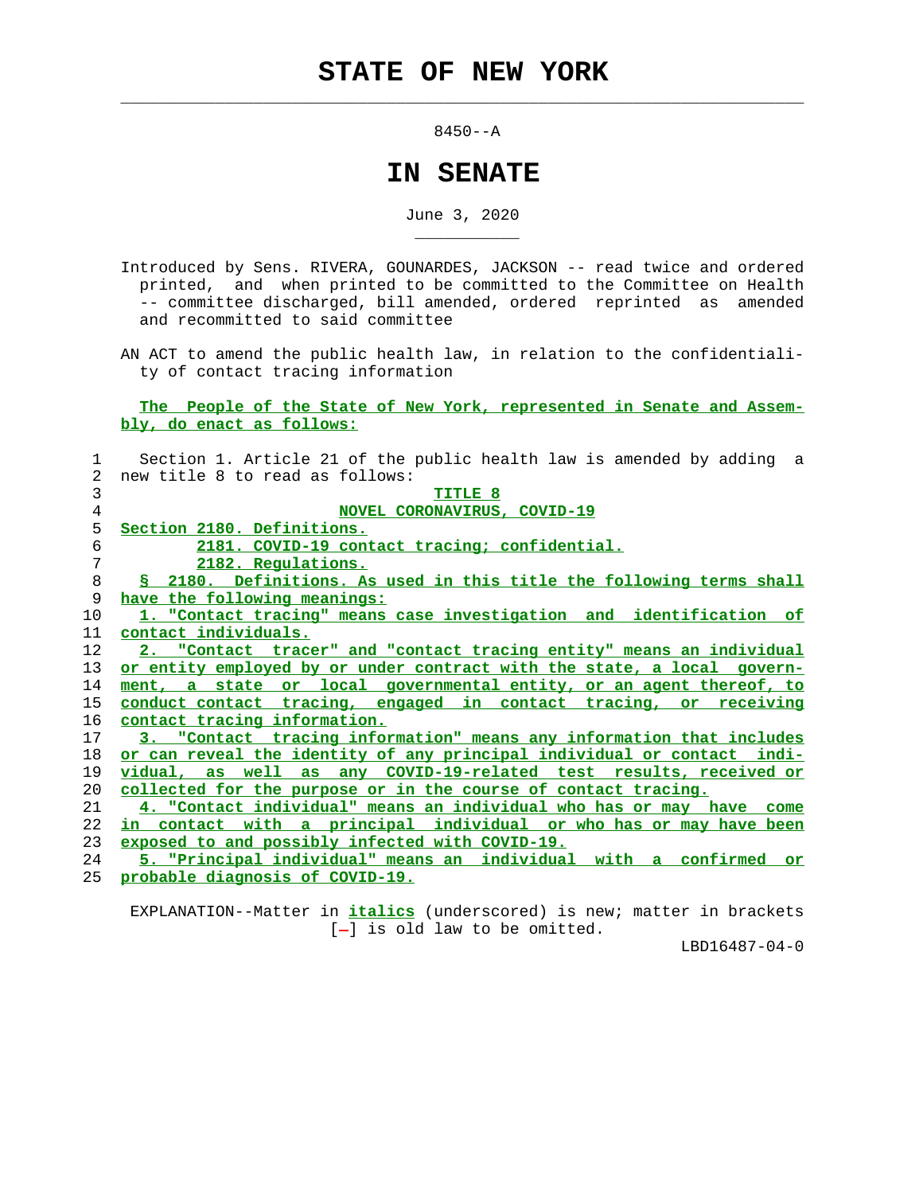# STATE OF NEW YORK

8450--A

## IN SENATE

June 3, 2020

Introduced by Sens. RIVERA, GOUNARDES, JACKSON -- read twice and ordered printed, and when printed to be committed to the Committee on Health -- committee discharged, bill amended, ordered reprinted as amended and recommitted to said committee

AN ACT to amend the public health law, in relation to the confidentiality of contact tracing information

The People of the State of New York, represented in Senate and Assembly, do enact as follows:

Section 1. Article 21 of the public health law is amended by adding a new title 8 to read as follows:

TITLE 8

NOVEL CORONAVIRUS, COVID-19

Section 2180. Definitions.

2181. COVID-19 contact tracing; confidential.

2182. Regulations.

§ 2180. Definitions. As used in this title the following terms shall have the following meanings:

1. "Contact tracing" means case investigation and identification of contact individuals.

2. "Contact tracer" and "contact tracing entity" means an individual or entity employed by or under contract with the state, a local government, a state or local governmental entity, or an agent thereof, to conduct contact tracing, engaged in contact tracing, or receiving contact tracing information.

3. "Contact tracing information" means any information that includes or can reveal the identity of any principal individual or contact individual, as well as any COVID-19-related test results, received or collected for the purpose or in the course of contact tracing.

4. "Contact individual" means an individual who has or may have come in contact with a principal individual or who has or may have been exposed to and possibly infected with COVID-19.

5. "Principal individual" means an individual with a confirmed or probable diagnosis of COVID-19.

EXPLANATION--Matter in *italics* (underscored) is new; matter in brackets [-] is old law to be omitted.

LBD16487-04-0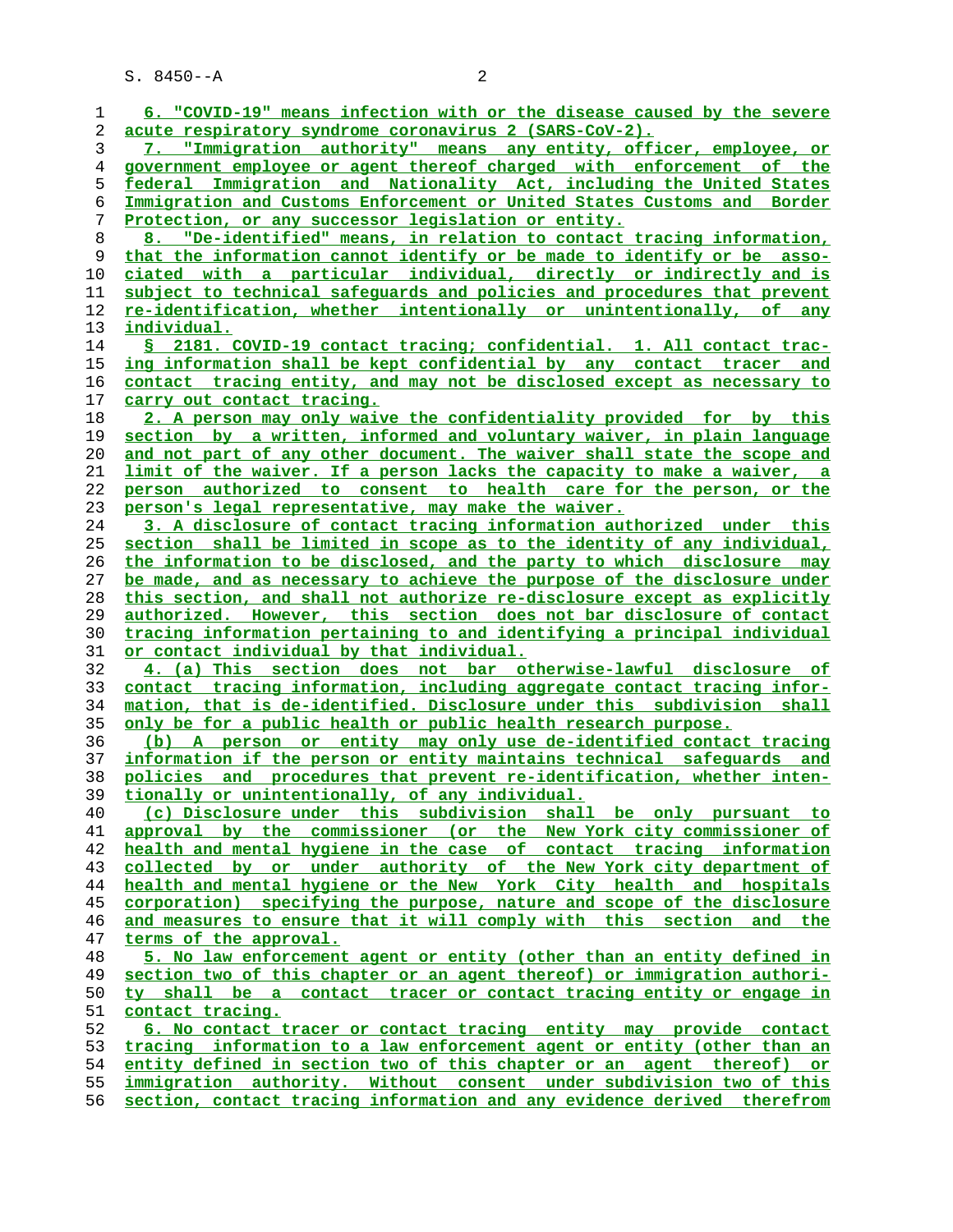6. "COVID-19" means infection with or the disease caused by the severe acute respiratory syndrome coronavirus 2 (SARS-CoV-2).

7. "Immigration authority" means any entity, officer, employee, or government employee or agent thereof charged with enforcement of the federal Immigration and Nationality Act, including the United States Immigration and Customs Enforcement or United States Customs and Border Protection, or any successor legislation or entity.

8. "De-identified" means, in relation to contact tracing information, that the information cannot identify or be made to identify or be associated with a particular individual, directly or indirectly and is subject to technical safeguards and policies and procedures that prevent re-identification, whether intentionally or unintentionally, of any individual.

§ 2181. COVID-19 contact tracing; confidential. 1. All contact tracing information shall be kept confidential by any contact tracer and contact tracing entity, and may not be disclosed except as necessary to carry out contact tracing.

2. A person may only waive the confidentiality provided for by this section by a written, informed and voluntary waiver, in plain language and not part of any other document. The waiver shall state the scope and limit of the waiver. If a person lacks the capacity to make a waiver, a person authorized to consent to health care for the person, or the person's legal representative, may make the waiver.

3. A disclosure of contact tracing information authorized under this section shall be limited in scope as to the identity of any individual, the information to be disclosed, and the party to which disclosure may be made, and as necessary to achieve the purpose of the disclosure under this section, and shall not authorize re-disclosure except as explicitly authorized. However, this section does not bar disclosure of contact tracing information pertaining to and identifying a principal individual or contact individual by that individual.

4. (a) This section does not bar otherwise-lawful disclosure of contact tracing information, including aggregate contact tracing information, that is de-identified. Disclosure under this subdivision shall only be for a public health or public health research purpose.

(b) A person or entity may only use de-identified contact tracing information if the person or entity maintains technical safeguards and policies and procedures that prevent re-identification, whether intentionally or unintentionally, of any individual.

(c) Disclosure under this subdivision shall be only pursuant to approval by the commissioner (or the New York city commissioner of health and mental hygiene in the case of contact tracing information collected by or under authority of the New York city department of health and mental hygiene or the New York City health and hospitals corporation) specifying the purpose, nature and scope of the disclosure and measures to ensure that it will comply with this section and the terms of the approval.

5. No law enforcement agent or entity (other than an entity defined in section two of this chapter or an agent thereof) or immigration authority shall be a contact tracer or contact tracing entity or engage in contact tracing.

6. No contact tracer or contact tracing entity may provide contact tracing information to a law enforcement agent or entity (other than an entity defined in section two of this chapter or an agent thereof) or immigration authority. Without consent under subdivision two of this section, contact tracing information and any evidence derived therefrom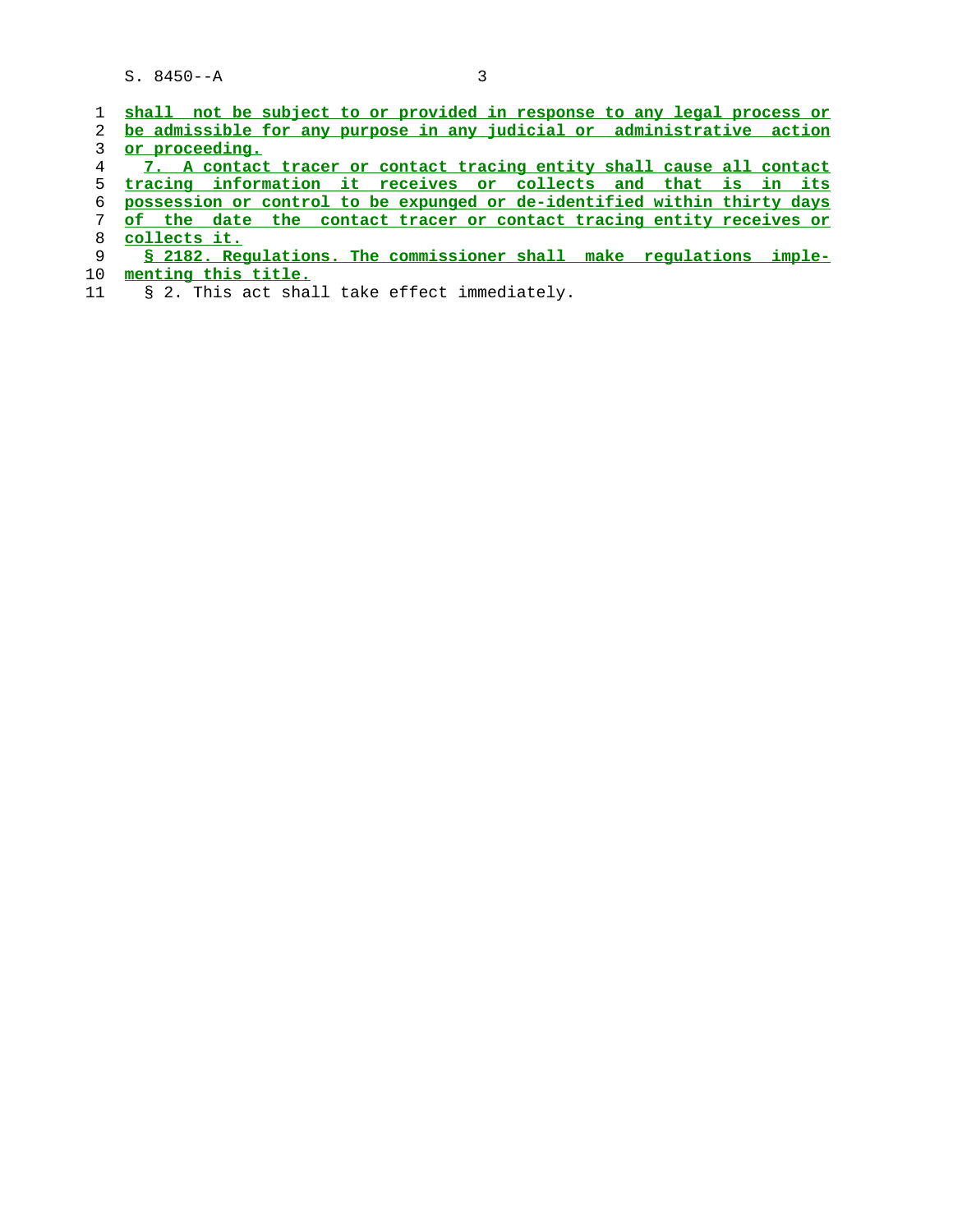shall not be subject to or provided in response to any legal process or be admissible for any purpose in any judicial or administrative action or proceeding.

7. A contact tracer or contact tracing entity shall cause all contact tracing information it receives or collects and that is in its possession or control to be expunged or de-identified within thirty days of the date the contact tracer or contact tracing entity receives or collects it.

§ 2182. Regulations. The commissioner shall make regulations implementing this title.

§ 2. This act shall take effect immediately.